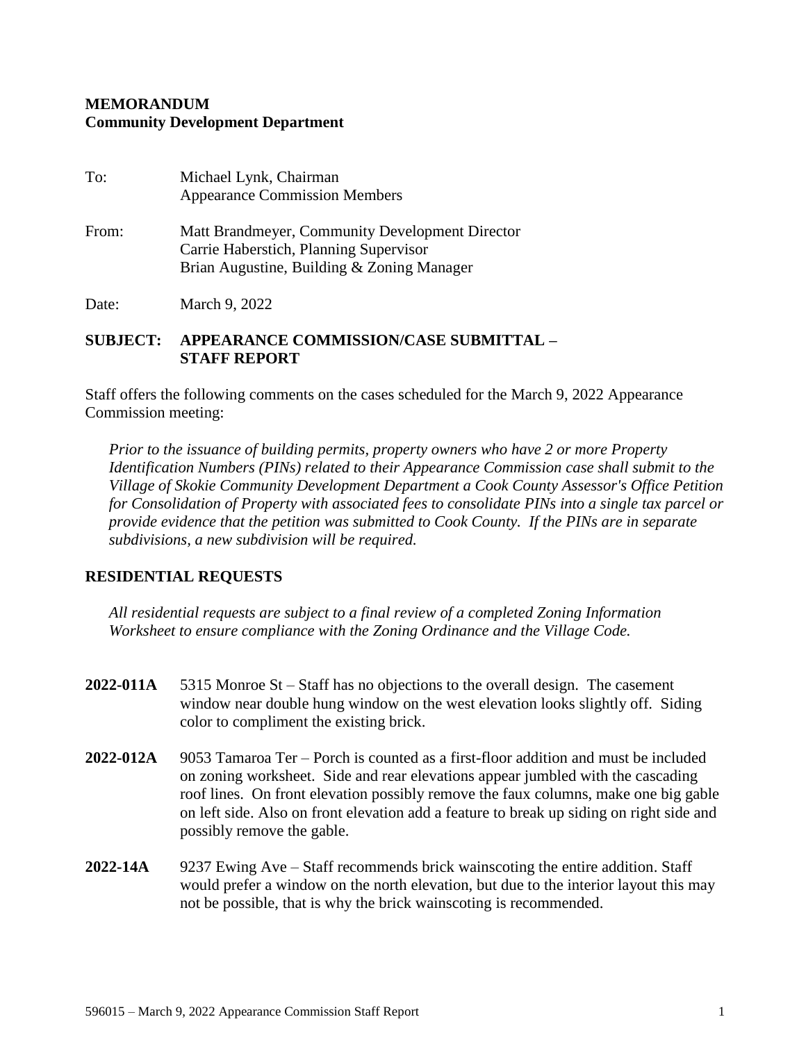**MEMORANDUM**
**Community Development Department**

To: Michael Lynk, Chairman
Appearance Commission Members

From: Matt Brandmeyer, Community Development Director
Carrie Haberstich, Planning Supervisor
Brian Augustine, Building & Zoning Manager

Date: March 9, 2022

**SUBJECT: APPEARANCE COMMISSION/CASE SUBMITTAL – STAFF REPORT**

Staff offers the following comments on the cases scheduled for the March 9, 2022 Appearance Commission meeting:

*Prior to the issuance of building permits, property owners who have 2 or more Property Identification Numbers (PINs) related to their Appearance Commission case shall submit to the Village of Skokie Community Development Department a Cook County Assessor's Office Petition for Consolidation of Property with associated fees to consolidate PINs into a single tax parcel or provide evidence that the petition was submitted to Cook County. If the PINs are in separate subdivisions, a new subdivision will be required.*

## RESIDENTIAL REQUESTS

*All residential requests are subject to a final review of a completed Zoning Information Worksheet to ensure compliance with the Zoning Ordinance and the Village Code.*

**2022-011A** 5315 Monroe St – Staff has no objections to the overall design. The casement window near double hung window on the west elevation looks slightly off. Siding color to compliment the existing brick.

**2022-012A** 9053 Tamaroa Ter – Porch is counted as a first-floor addition and must be included on zoning worksheet. Side and rear elevations appear jumbled with the cascading roof lines. On front elevation possibly remove the faux columns, make one big gable on left side. Also on front elevation add a feature to break up siding on right side and possibly remove the gable.

**2022-14A** 9237 Ewing Ave – Staff recommends brick wainscoting the entire addition. Staff would prefer a window on the north elevation, but due to the interior layout this may not be possible, that is why the brick wainscoting is recommended.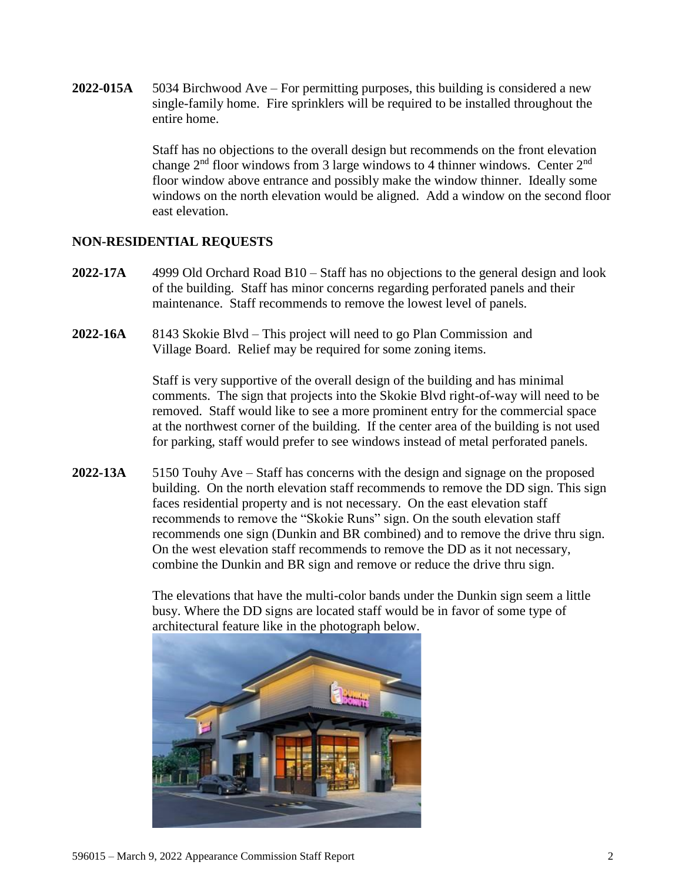**2022-015A** 5034 Birchwood Ave – For permitting purposes, this building is considered a new single-family home. Fire sprinklers will be required to be installed throughout the entire home.

Staff has no objections to the overall design but recommends on the front elevation change 2nd floor windows from 3 large windows to 4 thinner windows. Center 2nd floor window above entrance and possibly make the window thinner. Ideally some windows on the north elevation would be aligned. Add a window on the second floor east elevation.

## NON-RESIDENTIAL REQUESTS

**2022-17A** 4999 Old Orchard Road B10 – Staff has no objections to the general design and look of the building. Staff has minor concerns regarding perforated panels and their maintenance. Staff recommends to remove the lowest level of panels.

**2022-16A** 8143 Skokie Blvd – This project will need to go Plan Commission and Village Board. Relief may be required for some zoning items.

Staff is very supportive of the overall design of the building and has minimal comments. The sign that projects into the Skokie Blvd right-of-way will need to be removed. Staff would like to see a more prominent entry for the commercial space at the northwest corner of the building. If the center area of the building is not used for parking, staff would prefer to see windows instead of metal perforated panels.

**2022-13A** 5150 Touhy Ave – Staff has concerns with the design and signage on the proposed building. On the north elevation staff recommends to remove the DD sign. This sign faces residential property and is not necessary. On the east elevation staff recommends to remove the "Skokie Runs" sign. On the south elevation staff recommends one sign (Dunkin and BR combined) and to remove the drive thru sign. On the west elevation staff recommends to remove the DD as it not necessary, combine the Dunkin and BR sign and remove or reduce the drive thru sign.

The elevations that have the multi-color bands under the Dunkin sign seem a little busy. Where the DD signs are located staff would be in favor of some type of architectural feature like in the photograph below.